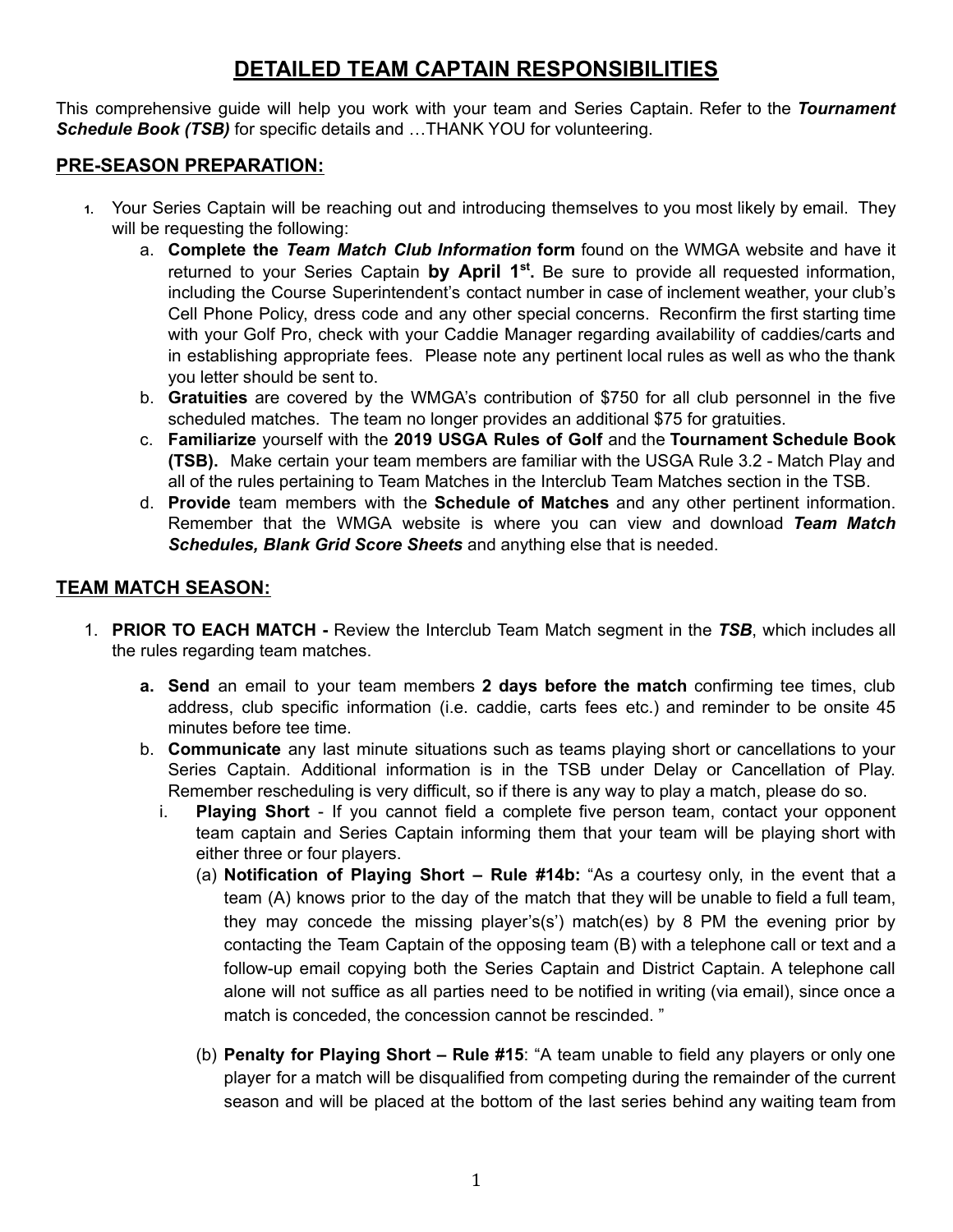# DETAILED TEAM CAPTAIN RESPONSIBILITIES

This comprehensive guide will help you work with your team and Series Captain. Refer to the ***Tournament Schedule Book (TSB)*** for specific details and …THANK YOU for volunteering.

## PRE-SEASON PREPARATION:

1. Your Series Captain will be reaching out and introducing themselves to you most likely by email. They will be requesting the following:
    a. **Complete the *Team Match Club Information* form** found on the WMGA website and have it returned to your Series Captain **by April 1st.** Be sure to provide all requested information, including the Course Superintendent's contact number in case of inclement weather, your club's Cell Phone Policy, dress code and any other special concerns. Reconfirm the first starting time with your Golf Pro, check with your Caddie Manager regarding availability of caddies/carts and in establishing appropriate fees. Please note any pertinent local rules as well as who the thank you letter should be sent to.
    b. **Gratuities** are covered by the WMGA's contribution of $750 for all club personnel in the five scheduled matches. The team no longer provides an additional $75 for gratuities.
    c. **Familiarize** yourself with the **2019 USGA Rules of Golf** and the **Tournament Schedule Book (TSB).** Make certain your team members are familiar with the USGA Rule 3.2 - Match Play and all of the rules pertaining to Team Matches in the Interclub Team Matches section in the TSB.
    d. **Provide** team members with the **Schedule of Matches** and any other pertinent information. Remember that the WMGA website is where you can view and download ***Team Match Schedules, Blank Grid Score Sheets*** and anything else that is needed.

## TEAM MATCH SEASON:

1. **PRIOR TO EACH MATCH -** Review the Interclub Team Match segment in the ***TSB***, which includes all the rules regarding team matches.
    a. **Send** an email to your team members **2 days before the match** confirming tee times, club address, club specific information (i.e. caddie, carts fees etc.) and reminder to be onsite 45 minutes before tee time.
    b. **Communicate** any last minute situations such as teams playing short or cancellations to your Series Captain. Additional information is in the TSB under Delay or Cancellation of Play. Remember rescheduling is very difficult, so if there is any way to play a match, please do so.
        i. **Playing Short** - If you cannot field a complete five person team, contact your opponent team captain and Series Captain informing them that your team will be playing short with either three or four players.
            (a) **Notification of Playing Short – Rule #14b:** "As a courtesy only, in the event that a team (A) knows prior to the day of the match that they will be unable to field a full team, they may concede the missing player's(s') match(es) by 8 PM the evening prior by contacting the Team Captain of the opposing team (B) with a telephone call or text and a follow-up email copying both the Series Captain and District Captain. A telephone call alone will not suffice as all parties need to be notified in writing (via email), since once a match is conceded, the concession cannot be rescinded. "
            (b) **Penalty for Playing Short – Rule #15**: "A team unable to field any players or only one player for a match will be disqualified from competing during the remainder of the current season and will be placed at the bottom of the last series behind any waiting team from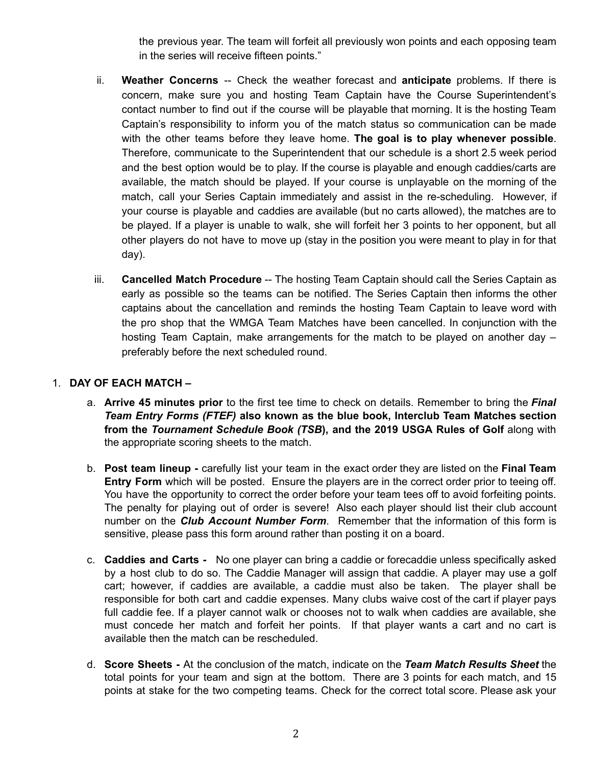the previous year. The team will forfeit all previously won points and each opposing team in the series will receive fifteen points."

ii. **Weather Concerns** -- Check the weather forecast and **anticipate** problems. If there is concern, make sure you and hosting Team Captain have the Course Superintendent's contact number to find out if the course will be playable that morning. It is the hosting Team Captain's responsibility to inform you of the match status so communication can be made with the other teams before they leave home. **The goal is to play whenever possible**. Therefore, communicate to the Superintendent that our schedule is a short 2.5 week period and the best option would be to play. If the course is playable and enough caddies/carts are available, the match should be played. If your course is unplayable on the morning of the match, call your Series Captain immediately and assist in the re-scheduling. However, if your course is playable and caddies are available (but no carts allowed), the matches are to be played. If a player is unable to walk, she will forfeit her 3 points to her opponent, but all other players do not have to move up (stay in the position you were meant to play in for that day).

iii. **Cancelled Match Procedure** -- The hosting Team Captain should call the Series Captain as early as possible so the teams can be notified. The Series Captain then informs the other captains about the cancellation and reminds the hosting Team Captain to leave word with the pro shop that the WMGA Team Matches have been cancelled. In conjunction with the hosting Team Captain, make arrangements for the match to be played on another day – preferably before the next scheduled round.

1. **DAY OF EACH MATCH –**

   a. **Arrive 45 minutes prior** to the first tee time to check on details. Remember to bring the ***Final Team Entry Forms (FTEF)*** **also known as the blue book, Interclub Team Matches section from the *Tournament Schedule Book (TSB*), and the 2019 USGA Rules of Golf** along with the appropriate scoring sheets to the match.

   b. **Post team lineup -** carefully list your team in the exact order they are listed on the **Final Team Entry Form** which will be posted. Ensure the players are in the correct order prior to teeing off. You have the opportunity to correct the order before your team tees off to avoid forfeiting points. The penalty for playing out of order is severe! Also each player should list their club account number on the ***Club Account Number Form***. Remember that the information of this form is sensitive, please pass this form around rather than posting it on a board.

   c. **Caddies and Carts -** No one player can bring a caddie or forecaddie unless specifically asked by a host club to do so. The Caddie Manager will assign that caddie. A player may use a golf cart; however, if caddies are available, a caddie must also be taken. The player shall be responsible for both cart and caddie expenses. Many clubs waive cost of the cart if player pays full caddie fee. If a player cannot walk or chooses not to walk when caddies are available, she must concede her match and forfeit her points. If that player wants a cart and no cart is available then the match can be rescheduled.

   d. **Score Sheets -** At the conclusion of the match, indicate on the ***Team Match Results Sheet*** the total points for your team and sign at the bottom. There are 3 points for each match, and 15 points at stake for the two competing teams. Check for the correct total score. Please ask your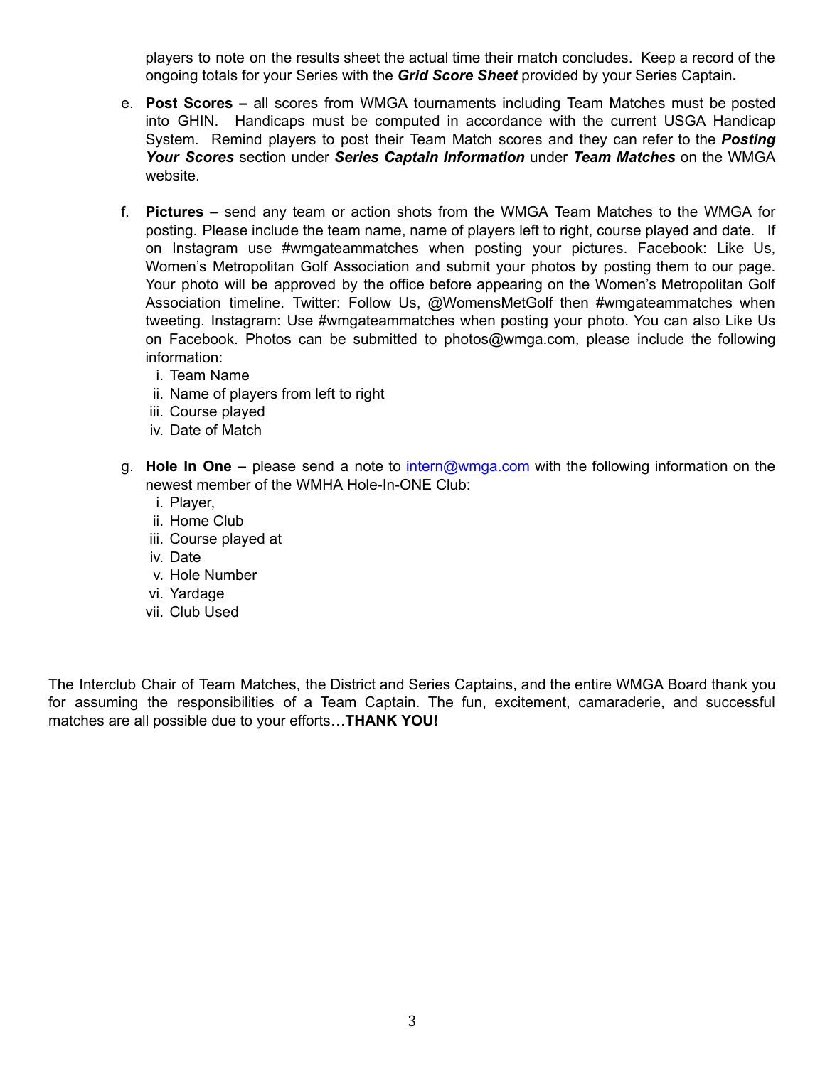players to note on the results sheet the actual time their match concludes. Keep a record of the ongoing totals for your Series with the ***Grid Score Sheet*** provided by your Series Captain**.**

e. **Post Scores –** all scores from WMGA tournaments including Team Matches must be posted into GHIN. Handicaps must be computed in accordance with the current USGA Handicap System. Remind players to post their Team Match scores and they can refer to the ***Posting Your Scores*** section under ***Series Captain Information*** under ***Team Matches*** on the WMGA website.

f. **Pictures** – send any team or action shots from the WMGA Team Matches to the WMGA for posting. Please include the team name, name of players left to right, course played and date. If on Instagram use #wmgateammatches when posting your pictures. Facebook: Like Us, Women's Metropolitan Golf Association and submit your photos by posting them to our page. Your photo will be approved by the office before appearing on the Women's Metropolitan Golf Association timeline. Twitter: Follow Us, @WomensMetGolf then #wmgateammatches when tweeting. Instagram: Use #wmgateammatches when posting your photo. You can also Like Us on Facebook. Photos can be submitted to photos@wmga.com, please include the following information:
   i. Team Name
   ii. Name of players from left to right
   iii. Course played
   iv. Date of Match

g. **Hole In One –** please send a note to intern@wmga.com with the following information on the newest member of the WMHA Hole-In-ONE Club:
   i. Player,
   ii. Home Club
   iii. Course played at
   iv. Date
   v. Hole Number
   vi. Yardage
   vii. Club Used

The Interclub Chair of Team Matches, the District and Series Captains, and the entire WMGA Board thank you for assuming the responsibilities of a Team Captain. The fun, excitement, camaraderie, and successful matches are all possible due to your efforts…**THANK YOU!**